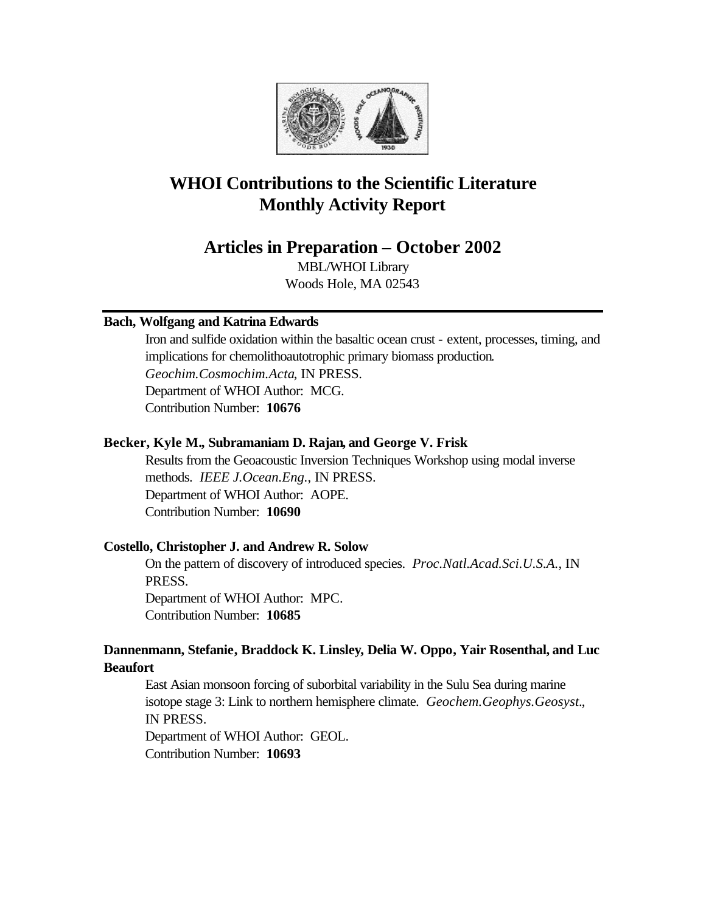# WHOI Contributions to the Scientific Literature
# Monthly Activity Report

## Articles in Preparation – October 2002

MBL/WHOI Library
Woods Hole, MA 02543

---

**Bach, Wolfgang and Katrina Edwards**

Iron and sulfide oxidation within the basaltic ocean crust - extent, processes, timing, and implications for chemolithoautotrophic primary biomass production. *Geochim.Cosmochim.Acta*, IN PRESS.
Department of WHOI Author: MCG.
Contribution Number: **10676**

**Becker, Kyle M., Subramaniam D. Rajan, and George V. Frisk**

Results from the Geoacoustic Inversion Techniques Workshop using modal inverse methods. *IEEE J.Ocean.Eng.*, IN PRESS.
Department of WHOI Author: AOPE.
Contribution Number: **10690**

**Costello, Christopher J. and Andrew R. Solow**

On the pattern of discovery of introduced species. *Proc.Natl.Acad.Sci.U.S.A.*, IN PRESS.
Department of WHOI Author: MPC.
Contribution Number: **10685**

**Dannenmann, Stefanie, Braddock K. Linsley, Delia W. Oppo, Yair Rosenthal, and Luc Beaufort**

East Asian monsoon forcing of suborbital variability in the Sulu Sea during marine isotope stage 3: Link to northern hemisphere climate. *Geochem.Geophys.Geosyst.*, IN PRESS.
Department of WHOI Author: GEOL.
Contribution Number: **10693**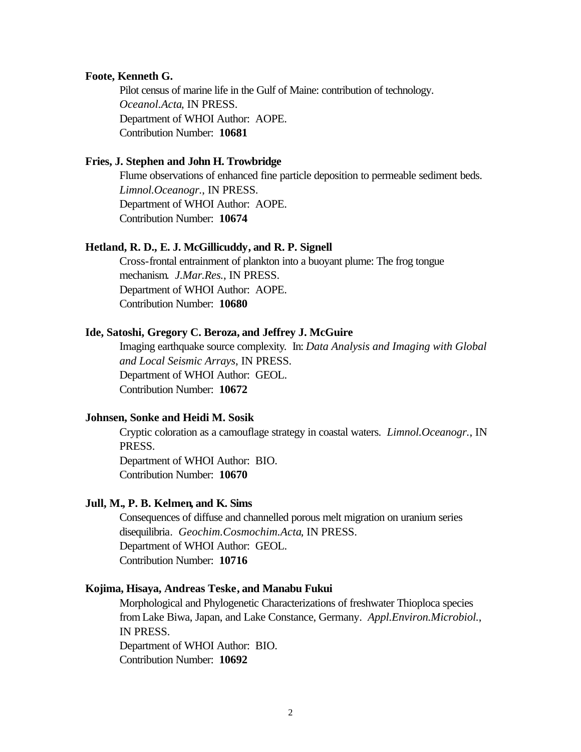**Foote, Kenneth G.**

Pilot census of marine life in the Gulf of Maine: contribution of technology. *Oceanol.Acta*, IN PRESS.
Department of WHOI Author: AOPE.
Contribution Number: **10681**

**Fries, J. Stephen and John H. Trowbridge**

Flume observations of enhanced fine particle deposition to permeable sediment beds. *Limnol.Oceanogr.*, IN PRESS.
Department of WHOI Author: AOPE.
Contribution Number: **10674**

**Hetland, R. D., E. J. McGillicuddy, and R. P. Signell**

Cross-frontal entrainment of plankton into a buoyant plume: The frog tongue mechanism. *J.Mar.Res.*, IN PRESS.
Department of WHOI Author: AOPE.
Contribution Number: **10680**

**Ide, Satoshi, Gregory C. Beroza, and Jeffrey J. McGuire**

Imaging earthquake source complexity. In: *Data Analysis and Imaging with Global and Local Seismic Arrays*, IN PRESS.
Department of WHOI Author: GEOL.
Contribution Number: **10672**

**Johnsen, Sonke and Heidi M. Sosik**

Cryptic coloration as a camouflage strategy in coastal waters. *Limnol.Oceanogr.*, IN PRESS.
Department of WHOI Author: BIO.
Contribution Number: **10670**

**Jull, M., P. B. Kelmen, and K. Sims**

Consequences of diffuse and channelled porous melt migration on uranium series disequilibria. *Geochim.Cosmochim.Acta*, IN PRESS.
Department of WHOI Author: GEOL.
Contribution Number: **10716**

**Kojima, Hisaya, Andreas Teske, and Manabu Fukui**

Morphological and Phylogenetic Characterizations of freshwater Thioploca species from Lake Biwa, Japan, and Lake Constance, Germany. *Appl.Environ.Microbiol.*, IN PRESS.
Department of WHOI Author: BIO.
Contribution Number: **10692**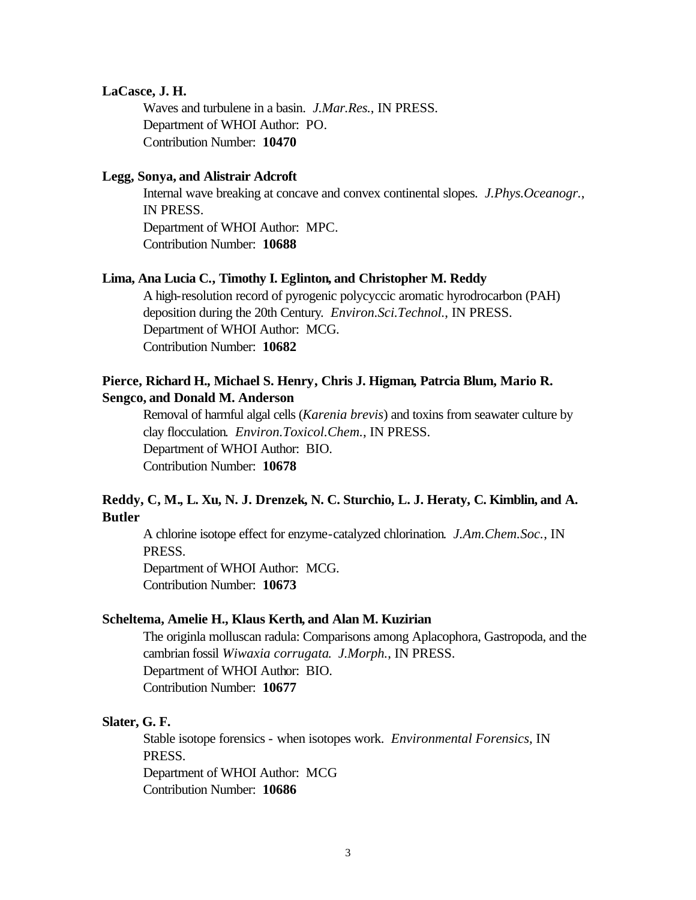**LaCasce, J. H.**

Waves and turbulene in a basin. *J.Mar.Res.*, IN PRESS.
Department of WHOI Author: PO.
Contribution Number: **10470**

**Legg, Sonya, and Alistrair Adcroft**

Internal wave breaking at concave and convex continental slopes. *J.Phys.Oceanogr.*, IN PRESS.
Department of WHOI Author: MPC.
Contribution Number: **10688**

**Lima, Ana Lucia C., Timothy I. Eglinton, and Christopher M. Reddy**

A high-resolution record of pyrogenic polycyccic aromatic hyrodrocarbon (PAH) deposition during the 20th Century. *Environ.Sci.Technol.*, IN PRESS.
Department of WHOI Author: MCG.
Contribution Number: **10682**

**Pierce, Richard H., Michael S. Henry, Chris J. Higman, Patrcia Blum, Mario R. Sengco, and Donald M. Anderson**

Removal of harmful algal cells (*Karenia brevis*) and toxins from seawater culture by clay flocculation. *Environ.Toxicol.Chem.*, IN PRESS.
Department of WHOI Author: BIO.
Contribution Number: **10678**

**Reddy, C, M., L. Xu, N. J. Drenzek, N. C. Sturchio, L. J. Heraty, C. Kimblin, and A. Butler**

A chlorine isotope effect for enzyme-catalyzed chlorination. *J.Am.Chem.Soc.*, IN PRESS.
Department of WHOI Author: MCG.
Contribution Number: **10673**

**Scheltema, Amelie H., Klaus Kerth, and Alan M. Kuzirian**

The originla molluscan radula: Comparisons among Aplacophora, Gastropoda, and the cambrian fossil *Wiwaxia corrugata*. *J.Morph.*, IN PRESS.
Department of WHOI Author: BIO.
Contribution Number: **10677**

**Slater, G. F.**

Stable isotope forensics - when isotopes work. *Environmental Forensics*, IN PRESS.
Department of WHOI Author: MCG
Contribution Number: **10686**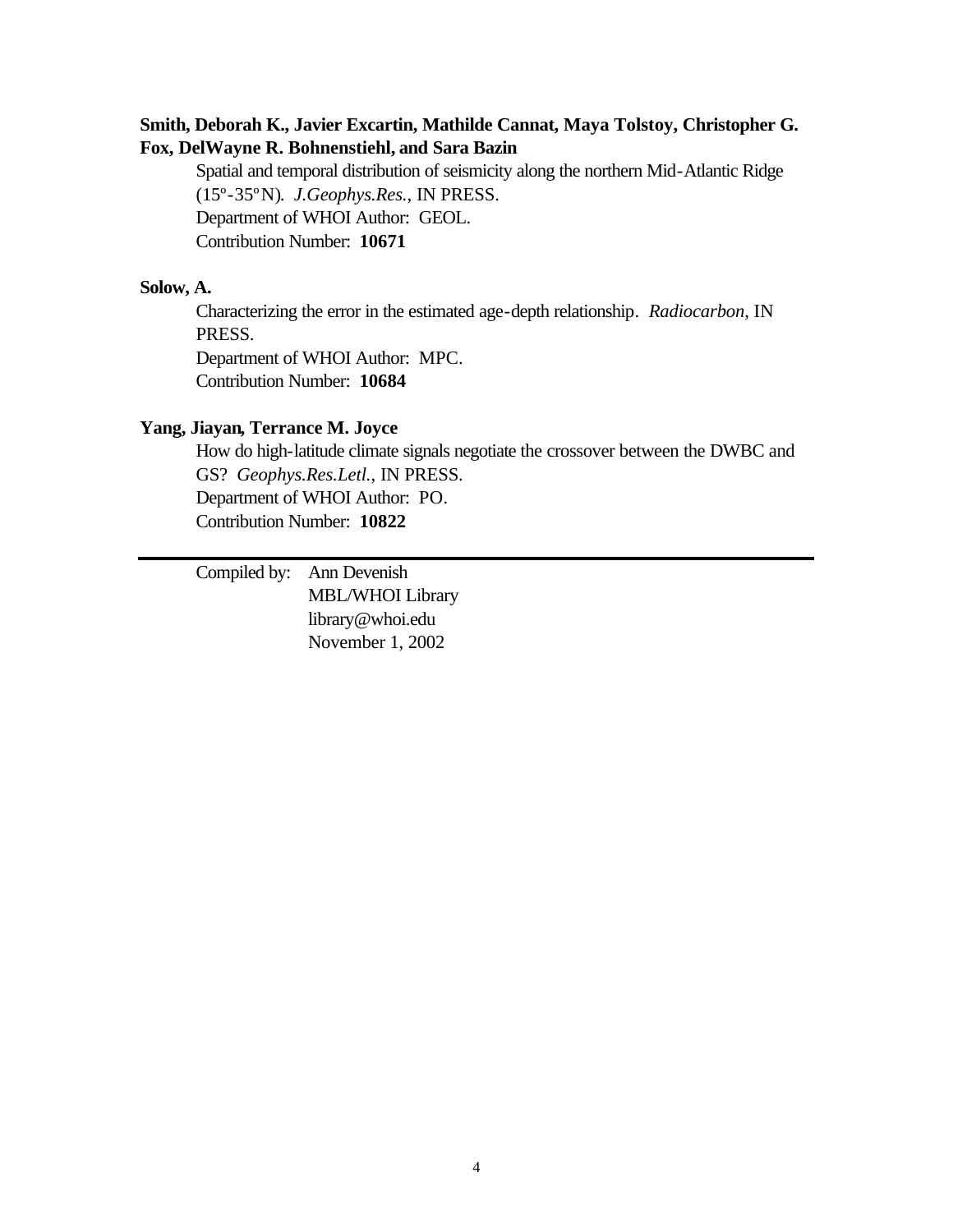**Smith, Deborah K., Javier Excartin, Mathilde Cannat, Maya Tolstoy, Christopher G. Fox, DelWayne R. Bohnenstiehl, and Sara Bazin**

Spatial and temporal distribution of seismicity along the northern Mid-Atlantic Ridge (15º-35ºN). *J.Geophys.Res.*, IN PRESS.
Department of WHOI Author: GEOL.
Contribution Number: **10671**

**Solow, A.**

Characterizing the error in the estimated age-depth relationship. *Radiocarbon*, IN PRESS.
Department of WHOI Author: MPC.
Contribution Number: **10684**

**Yang, Jiayan, Terrance M. Joyce**

How do high-latitude climate signals negotiate the crossover between the DWBC and GS? *Geophys.Res.Letl.*, IN PRESS.
Department of WHOI Author: PO.
Contribution Number: **10822**

---

Compiled by: Ann Devenish
MBL/WHOI Library
library@whoi.edu
November 1, 2002